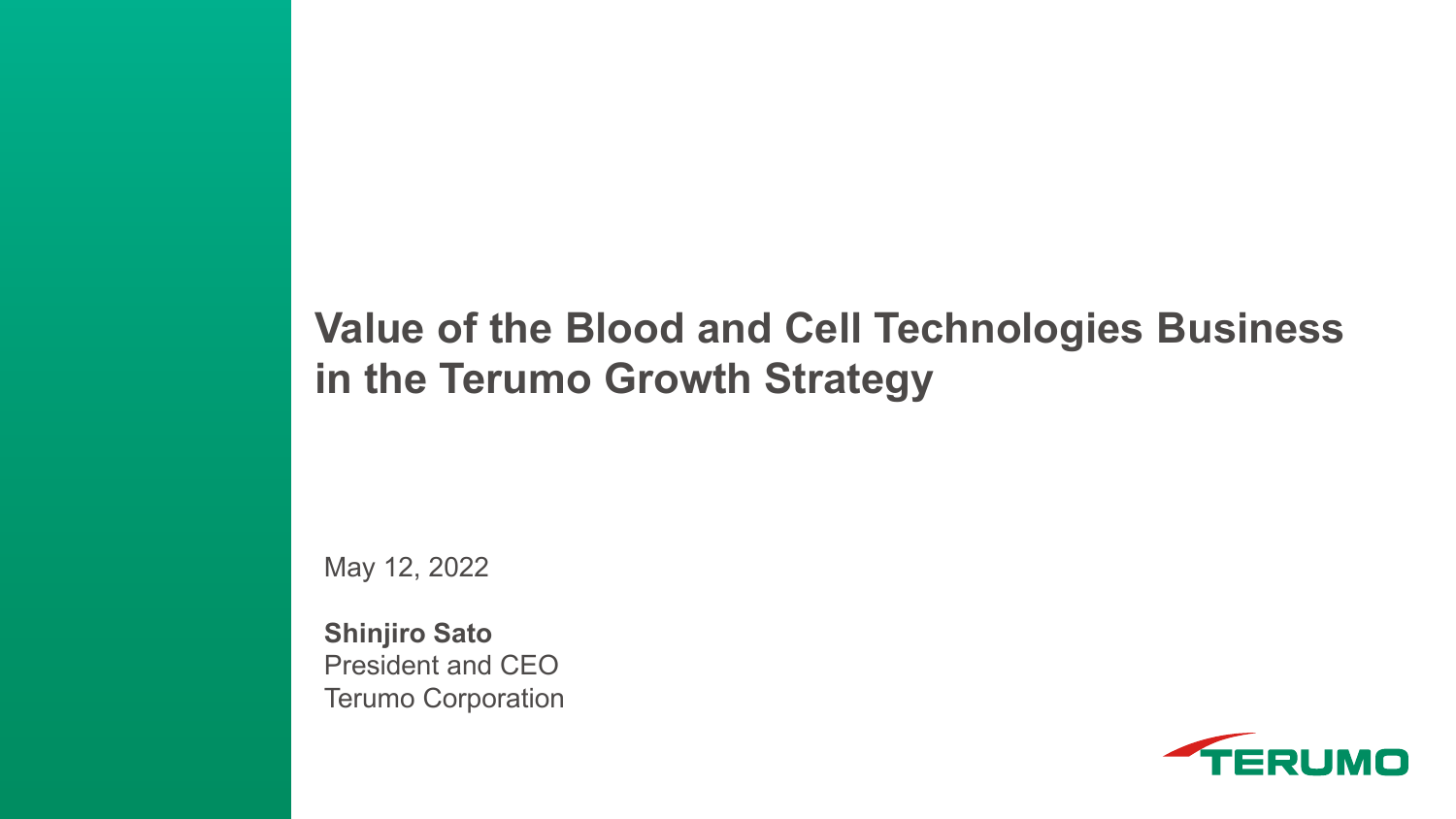# Value of the Blood and Cell Technologies Business in the Terumo Growth Strategy

May 12, 2022

**Shinjiro Sato**
President and CEO
Terumo Corporation

TERUMO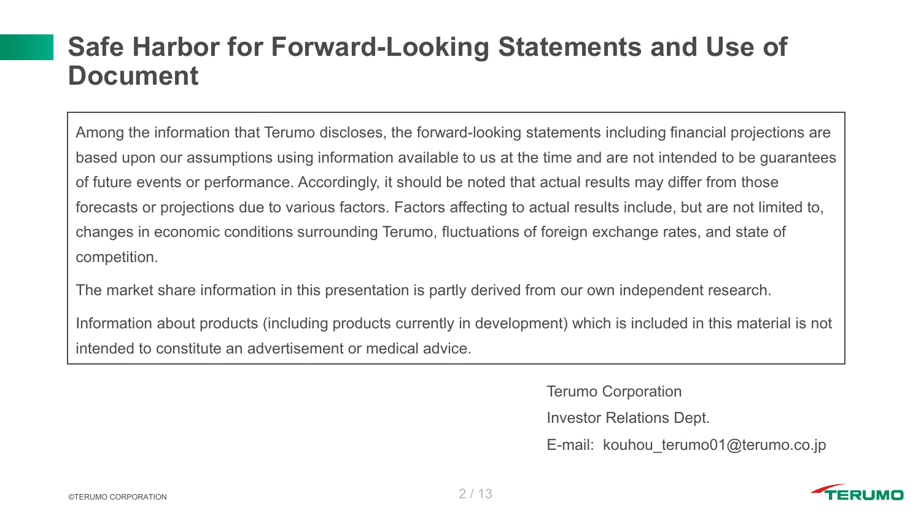# Safe Harbor for Forward-Looking Statements and Use of Document

Among the information that Terumo discloses, the forward-looking statements including financial projections are based upon our assumptions using information available to us at the time and are not intended to be guarantees of future events or performance. Accordingly, it should be noted that actual results may differ from those forecasts or projections due to various factors. Factors affecting to actual results include, but are not limited to, changes in economic conditions surrounding Terumo, fluctuations of foreign exchange rates, and state of competition.

The market share information in this presentation is partly derived from our own independent research.

Information about products (including products currently in development) which is included in this material is not intended to constitute an advertisement or medical advice.

Terumo Corporation

Investor Relations Dept.

E-mail: kouhou_terumo01@terumo.co.jp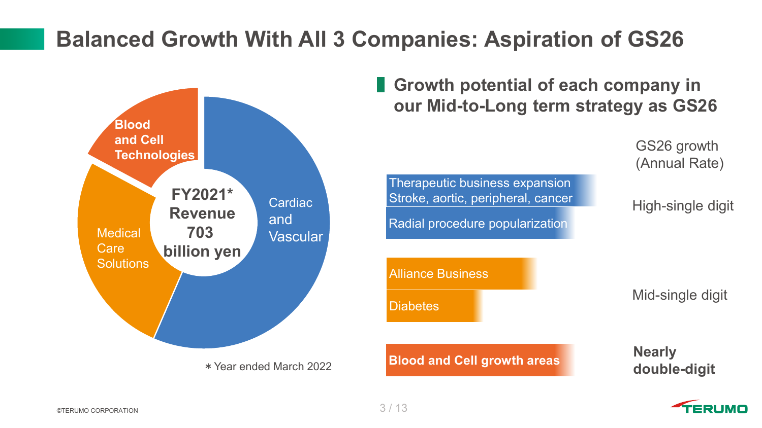# Balanced Growth With All 3 Companies: Aspiration of GS26

Blood and Cell Technologies

Medical Care Solutions

Cardiac and Vascular

**FY2021\* Revenue 703 billion yen**

＊Year ended March 2022

## Growth potential of each company in our Mid-to-Long term strategy as GS26

| | GS26 growth (Annual Rate) |
|---|---|
| Therapeutic business expansion Stroke, aortic, peripheral, cancer<br>Radial procedure popularization | High-single digit |
| Alliance Business<br>Diabetes | Mid-single digit |
| **Blood and Cell growth areas** | **Nearly double-digit** |

©TERUMO CORPORATION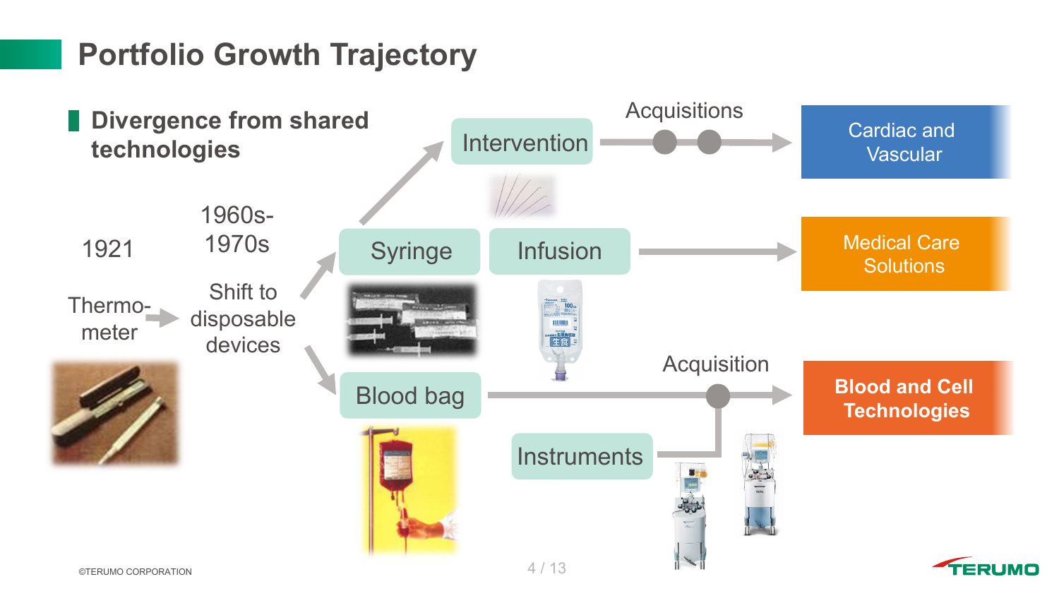# Portfolio Growth Trajectory

## Divergence from shared technologies

1921

Thermo-meter

1960s-1970s

Shift to disposable devices

Syringe

Intervention

Acquisitions

Cardiac and Vascular

Infusion

Medical Care Solutions

Blood bag

Acquisition

Instruments

**Blood and Cell Technologies**

©TERUMO CORPORATION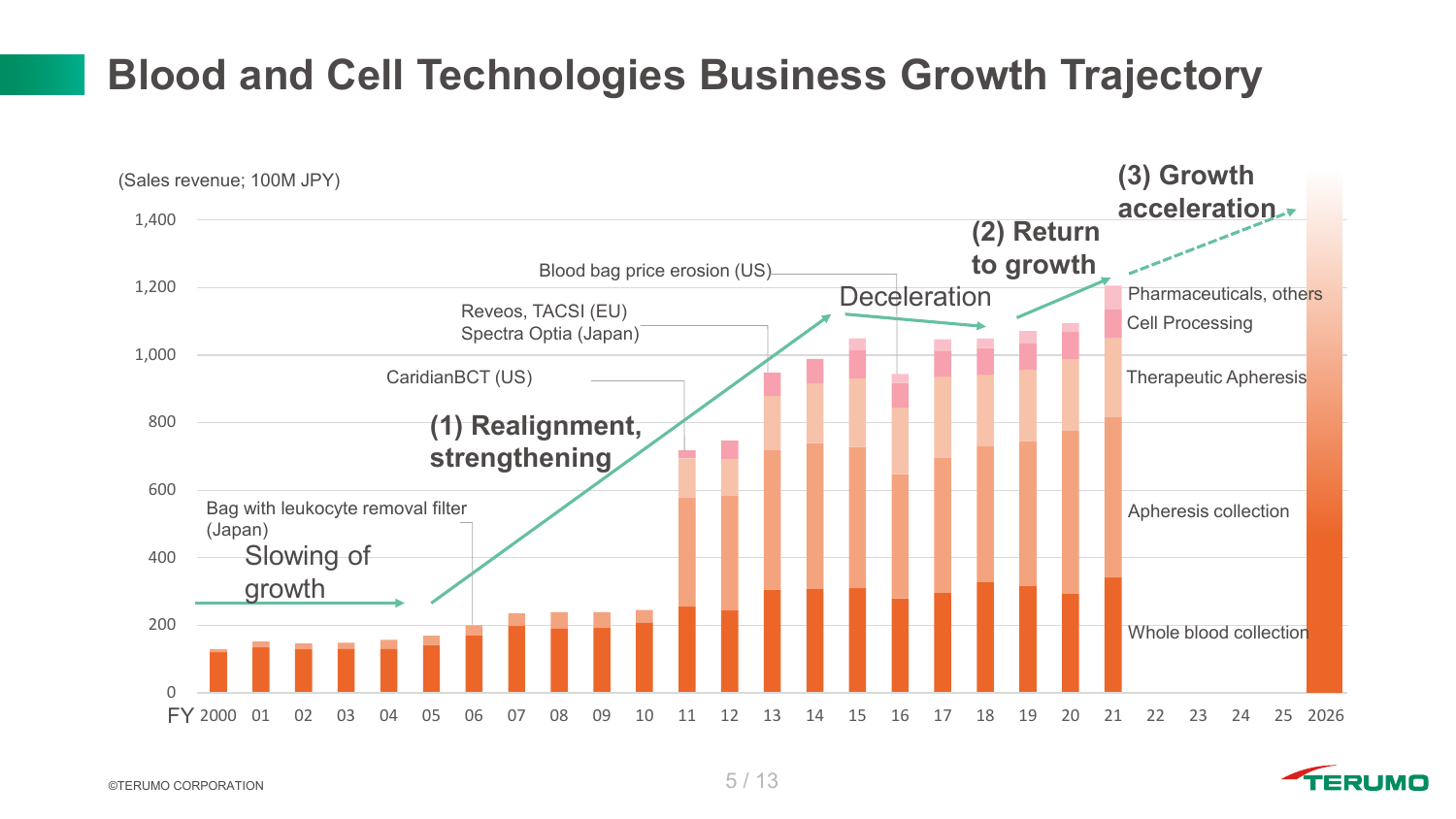# Blood and Cell Technologies Business Growth Trajectory

(Sales revenue; 100M JPY)

- Slowing of growth
- (1) Realignment, strengthening
- Deceleration
- (2) Return to growth
- (3) Growth acceleration

Annotations:
- Bag with leukocyte removal filter (Japan)
- CaridianBCT (US)
- Reveos, TACSI (EU) / Spectra Optia (Japan)
- Blood bag price erosion (US)

Segments: Pharmaceuticals, others; Cell Processing; Therapeutic Apheresis; Apheresis collection; Whole blood collection

FY 2000 – 2026

©TERUMO CORPORATION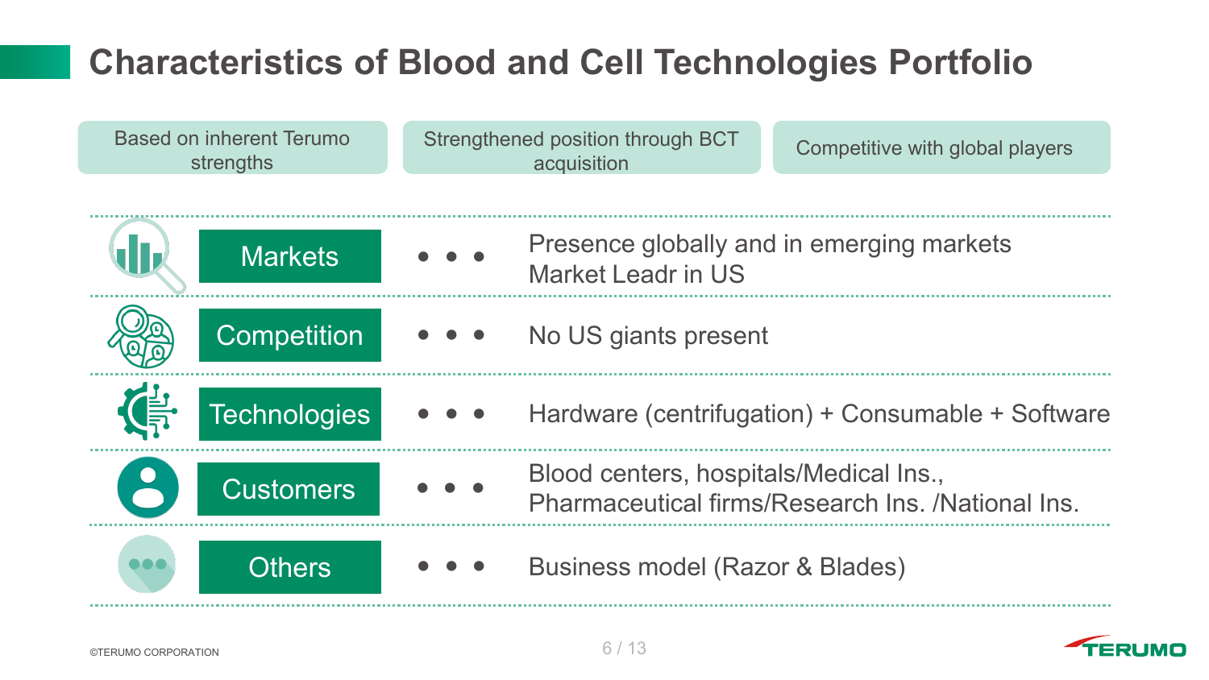# Characteristics of Blood and Cell Technologies Portfolio

Based on inherent Terumo strengths | Strengthened position through BCT acquisition | Competitive with global players

| | | |
|---|---|---|
| Markets | • • • | Presence globally and in emerging markets<br>Market Leadr in US |
| Competition | • • • | No US giants present |
| Technologies | • • • | Hardware (centrifugation) + Consumable + Software |
| Customers | • • • | Blood centers, hospitals/Medical Ins.,<br>Pharmaceutical firms/Research Ins. /National Ins. |
| Others | • • • | Business model (Razor & Blades) |

©TERUMO CORPORATION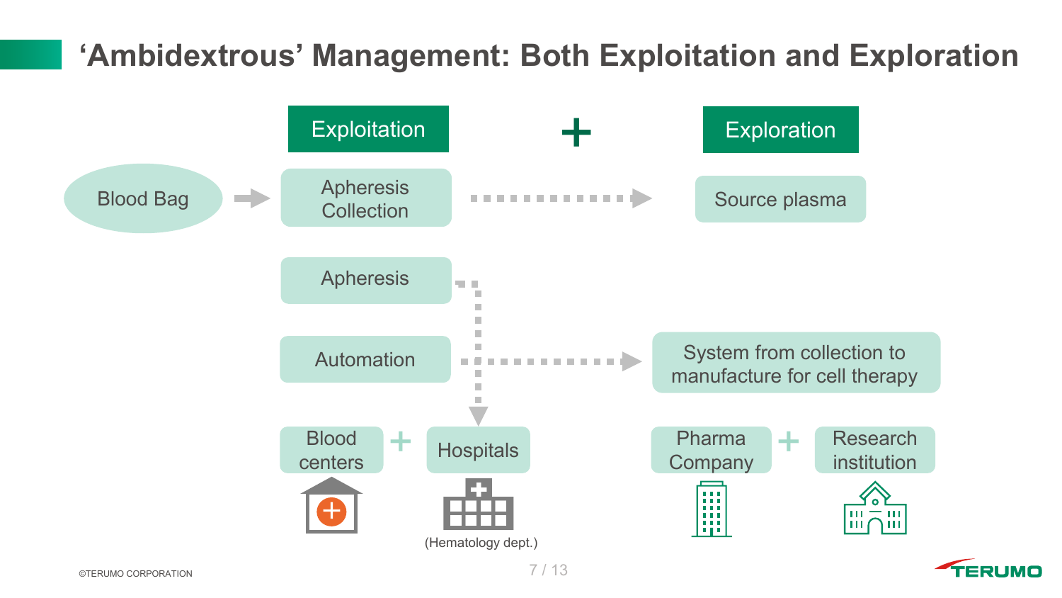# ‘Ambidextrous’ Management: Both Exploitation and Exploration

**Exploitation** + **Exploration**

Blood Bag → Apheresis Collection → Source plasma

Apheresis

Automation → System from collection to manufacture for cell therapy

Blood centers + Hospitals

(Hematology dept.)

Pharma Company + Research institution

©TERUMO CORPORATION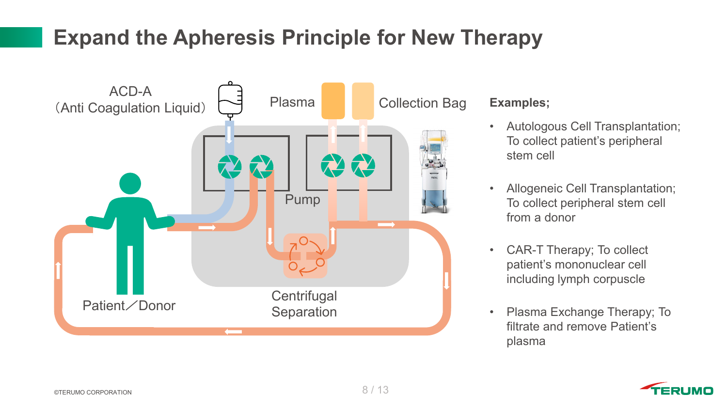# Expand the Apheresis Principle for New Therapy

ACD-A
（Anti Coagulation Liquid）

Plasma

Collection Bag

Pump

Centrifugal Separation

Patient／Donor

**Examples;**

- Autologous Cell Transplantation; To collect patient's peripheral stem cell
- Allogeneic Cell Transplantation; To collect peripheral stem cell from a donor
- CAR-T Therapy; To collect patient's mononuclear cell including lymph corpuscle
- Plasma Exchange Therapy; To filtrate and remove Patient's plasma

©TERUMO CORPORATION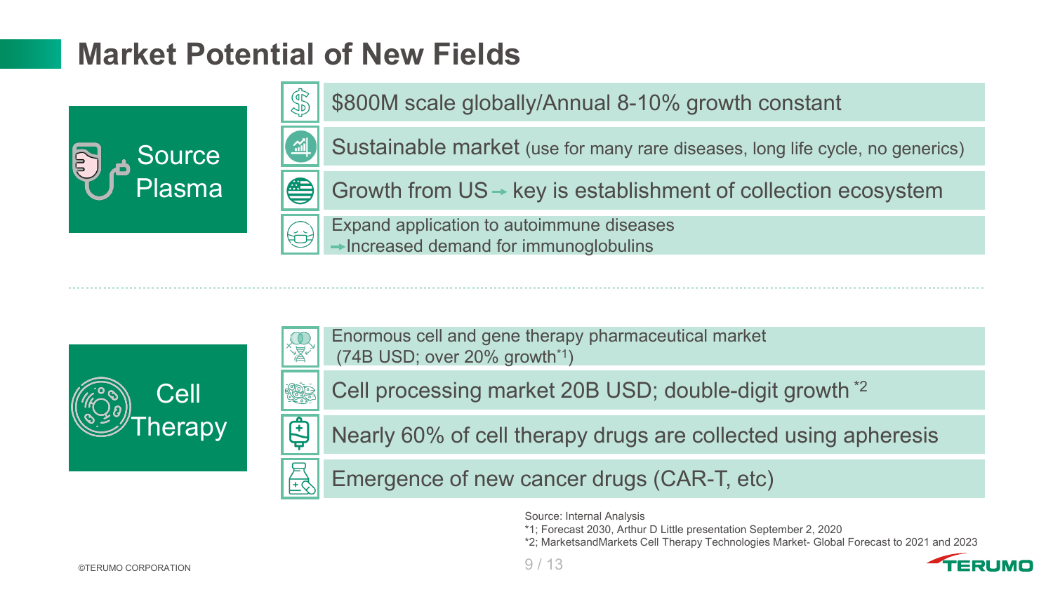# Market Potential of New Fields

## Source Plasma

- $800M scale globally/Annual 8-10% growth constant
- Sustainable market (use for many rare diseases, long life cycle, no generics)
- Growth from US → key is establishment of collection ecosystem
- Expand application to autoimmune diseases
  →Increased demand for immunoglobulins

## Cell Therapy

- Enormous cell and gene therapy pharmaceutical market
  (74B USD; over 20% growth[*1])
- Cell processing market 20B USD; double-digit growth [*2]
- Nearly 60% of cell therapy drugs are collected using apheresis
- Emergence of new cancer drugs (CAR-T, etc)

Source: Internal Analysis
*1; Forecast 2030, Arthur D Little presentation September 2, 2020
*2; MarketsandMarkets Cell Therapy Technologies Market- Global Forecast to 2021 and 2023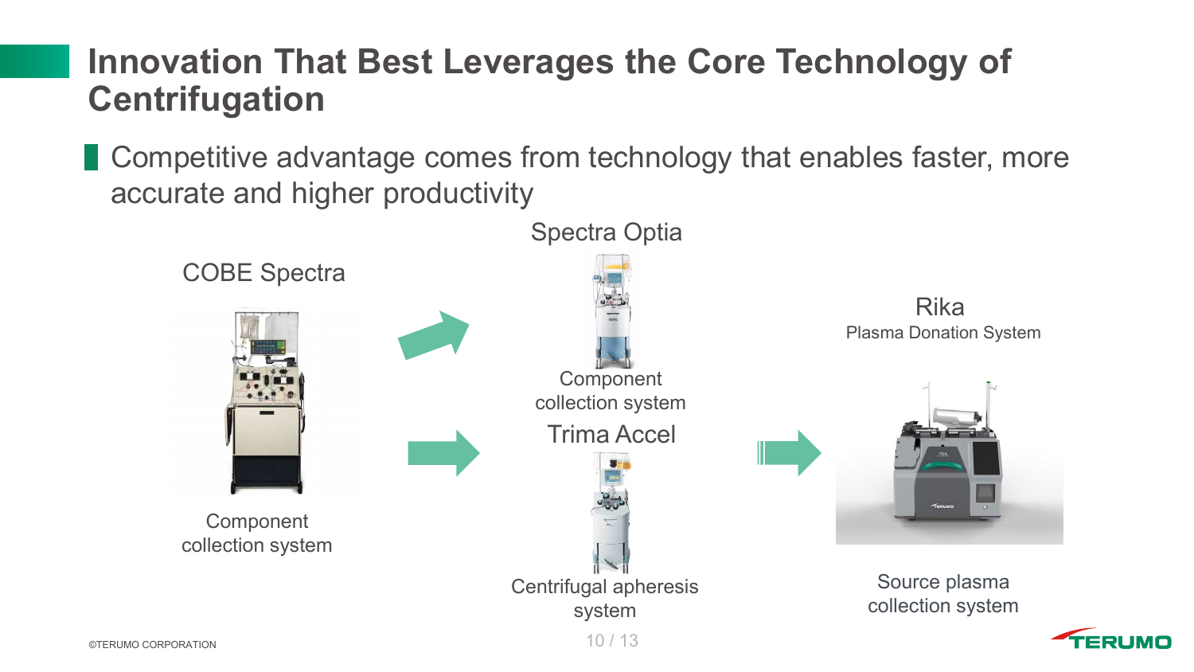# Innovation That Best Leverages the Core Technology of Centrifugation

- Competitive advantage comes from technology that enables faster, more accurate and higher productivity

COBE Spectra

Component collection system

Spectra Optia

Component collection system

Trima Accel

Centrifugal apheresis system

Rika
Plasma Donation System

Source plasma collection system

©TERUMO CORPORATION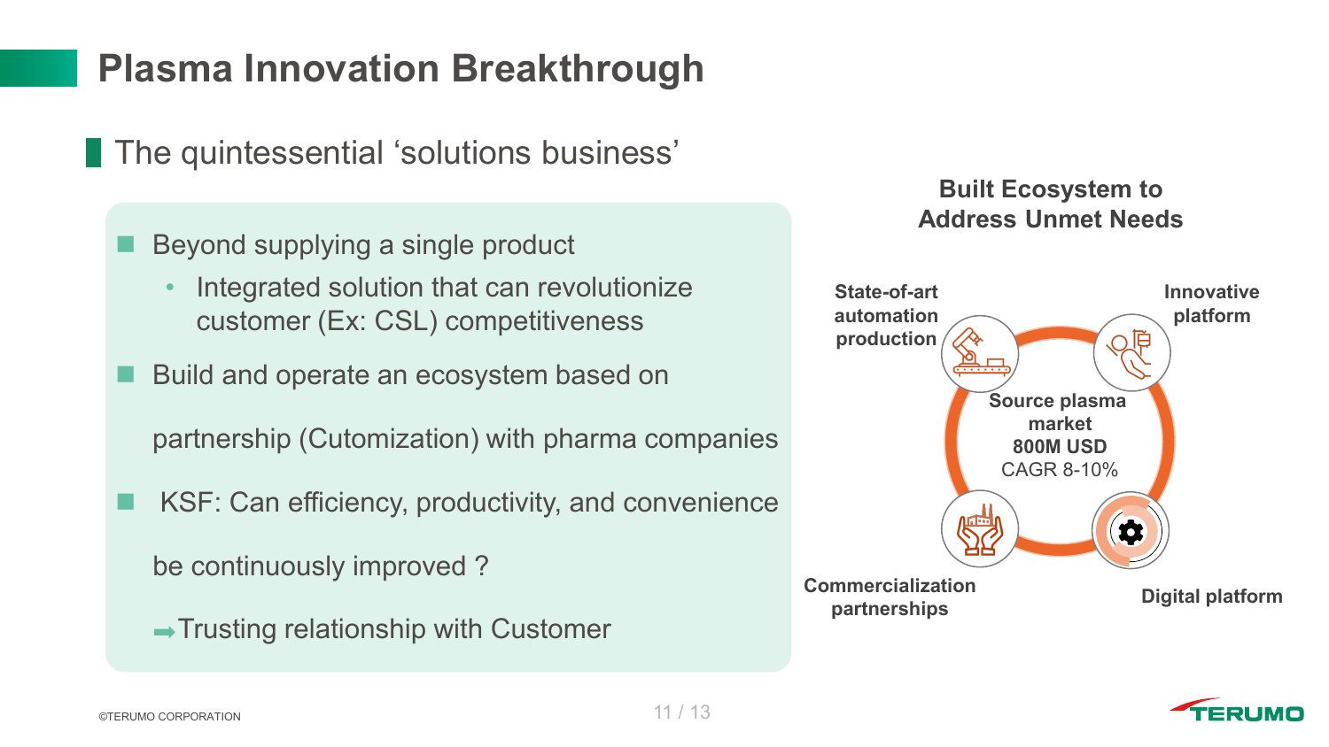# Plasma Innovation Breakthrough

## The quintessential 'solutions business'

- Beyond supplying a single product
  - Integrated solution that can revolutionize customer (Ex: CSL) competitiveness
- Build and operate an ecosystem based on partnership (Cutomization) with pharma companies
- KSF: Can efficiency, productivity, and convenience be continuously improved ?

  ➡Trusting relationship with Customer

**Built Ecosystem to Address Unmet Needs**

**State-of-art automation production**

**Innovative platform**

**Source plasma market**
**800M USD**
CAGR 8-10%

**Commercialization partnerships**

**Digital platform**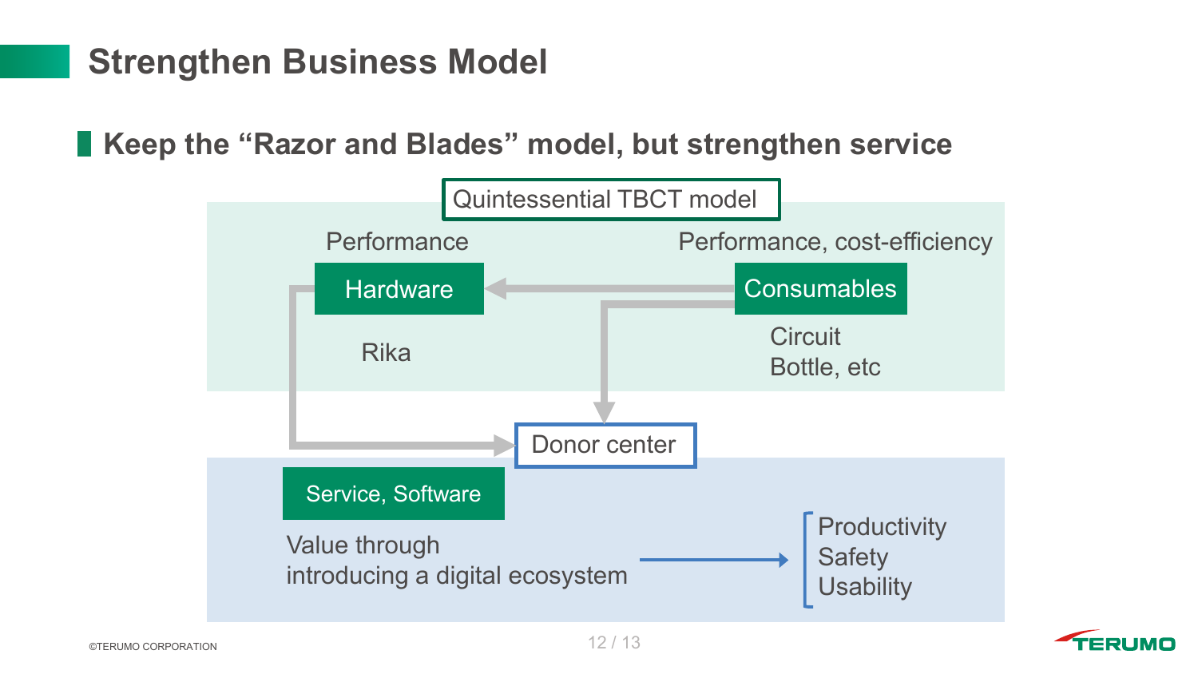# Strengthen Business Model

## Keep the “Razor and Blades” model, but strengthen service

**Quintessential TBCT model**

Performance

**Hardware**

Rika

Performance, cost-efficiency

**Consumables**

Circuit
Bottle, etc

**Donor center**

**Service, Software**

Value through
introducing a digital ecosystem

→

- Productivity
- Safety
- Usability

©TERUMO CORPORATION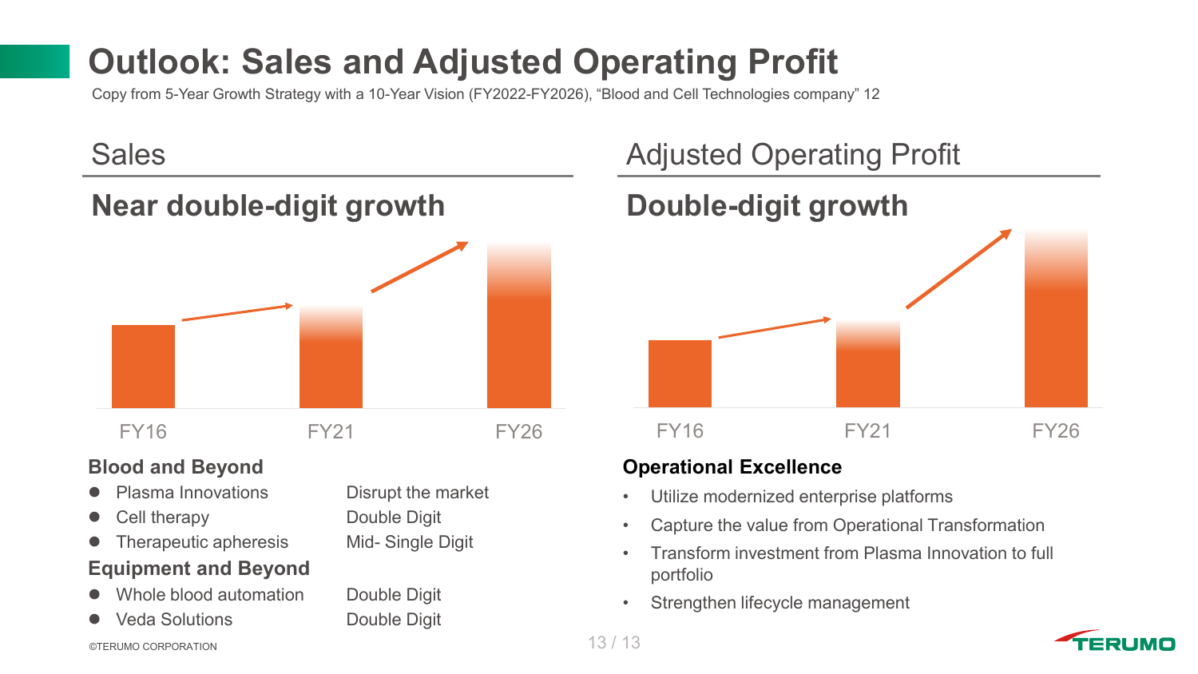# Outlook: Sales and Adjusted Operating Profit

Copy from 5-Year Growth Strategy with a 10-Year Vision (FY2022-FY2026), "Blood and Cell Technologies company" 12

## Sales

### Near double-digit growth

FY16 FY21 FY26

**Blood and Beyond**

| | |
|---|---|
| Plasma Innovations | Disrupt the market |
| Cell therapy | Double Digit |
| Therapeutic apheresis | Mid- Single Digit |

**Equipment and Beyond**

| | |
|---|---|
| Whole blood automation | Double Digit |
| Veda Solutions | Double Digit |

## Adjusted Operating Profit

### Double-digit growth

FY16 FY21 FY26

**Operational Excellence**

- Utilize modernized enterprise platforms
- Capture the value from Operational Transformation
- Transform investment from Plasma Innovation to full portfolio
- Strengthen lifecycle management

©TERUMO CORPORATION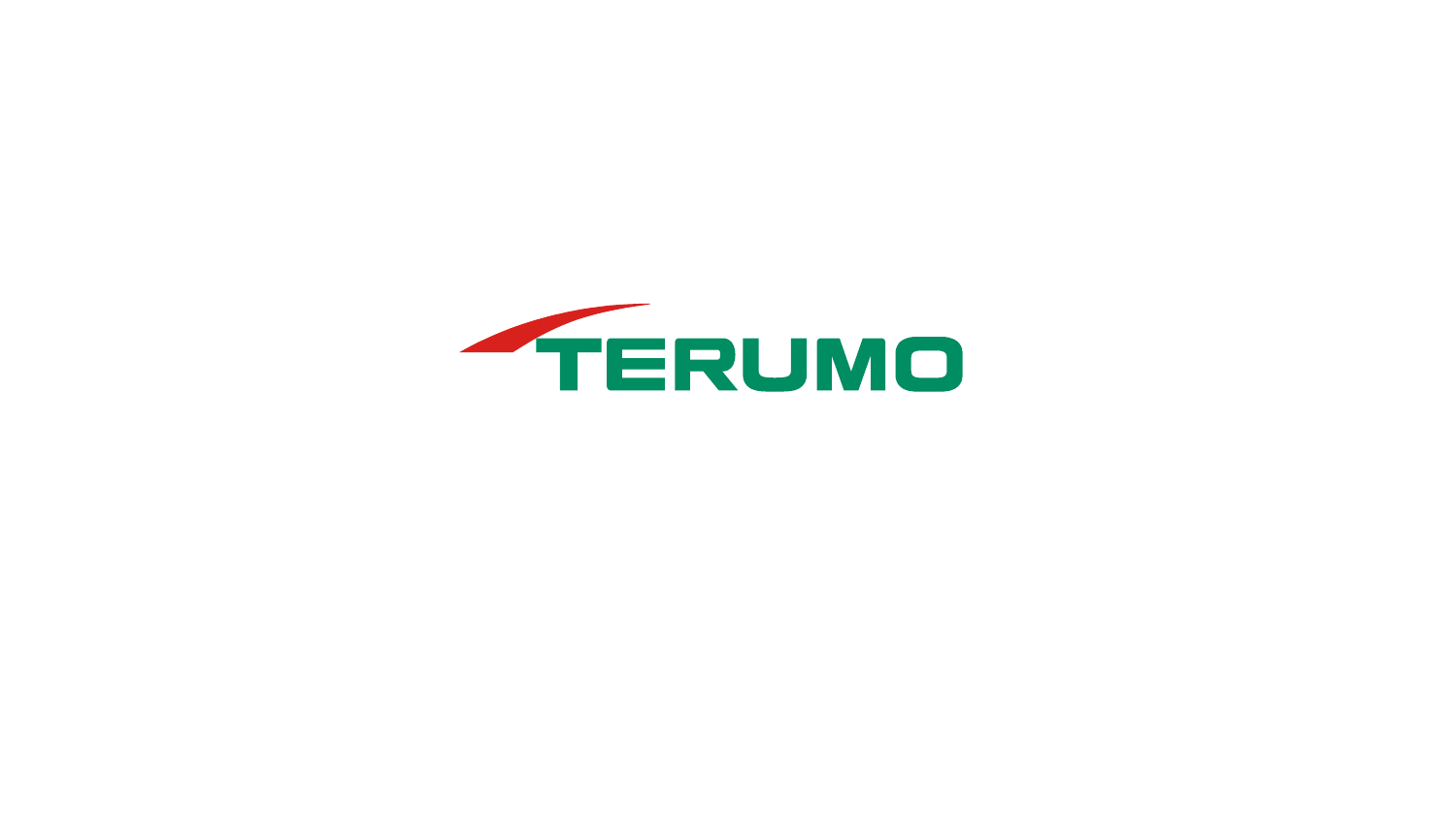TERUMO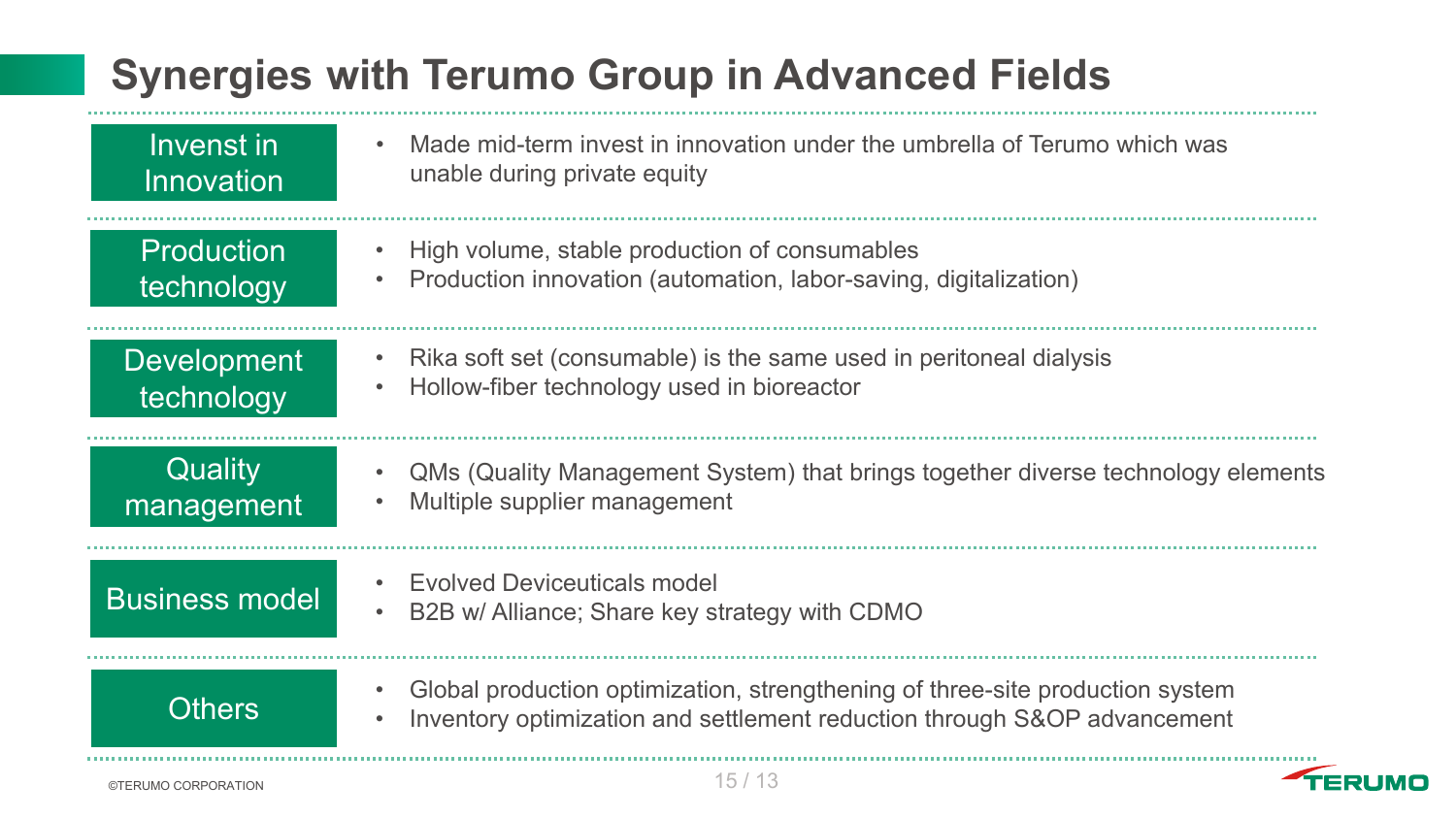# Synergies with Terumo Group in Advanced Fields

| | |
|---|---|
| Invenst in Innovation | • Made mid-term invest in innovation under the umbrella of Terumo which was unable during private equity |
| Production technology | • High volume, stable production of consumables<br>• Production innovation (automation, labor-saving, digitalization) |
| Development technology | • Rika soft set (consumable) is the same used in peritoneal dialysis<br>• Hollow-fiber technology used in bioreactor |
| Quality management | • QMs (Quality Management System) that brings together diverse technology elements<br>• Multiple supplier management |
| Business model | • Evolved Deviceuticals model<br>• B2B w/ Alliance; Share key strategy with CDMO |
| Others | • Global production optimization, strengthening of three-site production system<br>• Inventory optimization and settlement reduction through S&OP advancement |

©TERUMO CORPORATION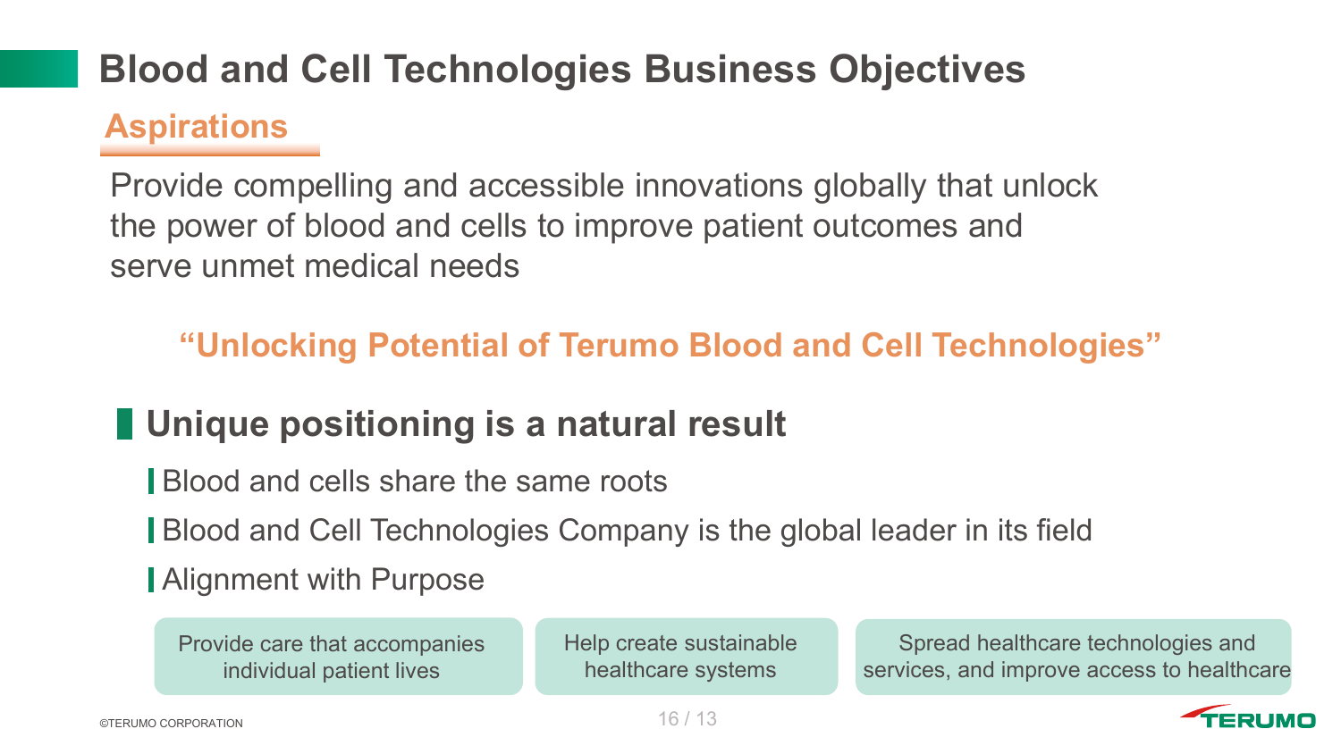# Blood and Cell Technologies Business Objectives

## Aspirations

Provide compelling and accessible innovations globally that unlock the power of blood and cells to improve patient outcomes and serve unmet medical needs

**"Unlocking Potential of Terumo Blood and Cell Technologies"**

## Unique positioning is a natural result

- Blood and cells share the same roots
- Blood and Cell Technologies Company is the global leader in its field
- Alignment with Purpose

Provide care that accompanies individual patient lives

Help create sustainable healthcare systems

Spread healthcare technologies and services, and improve access to healthcare

©TERUMO CORPORATION